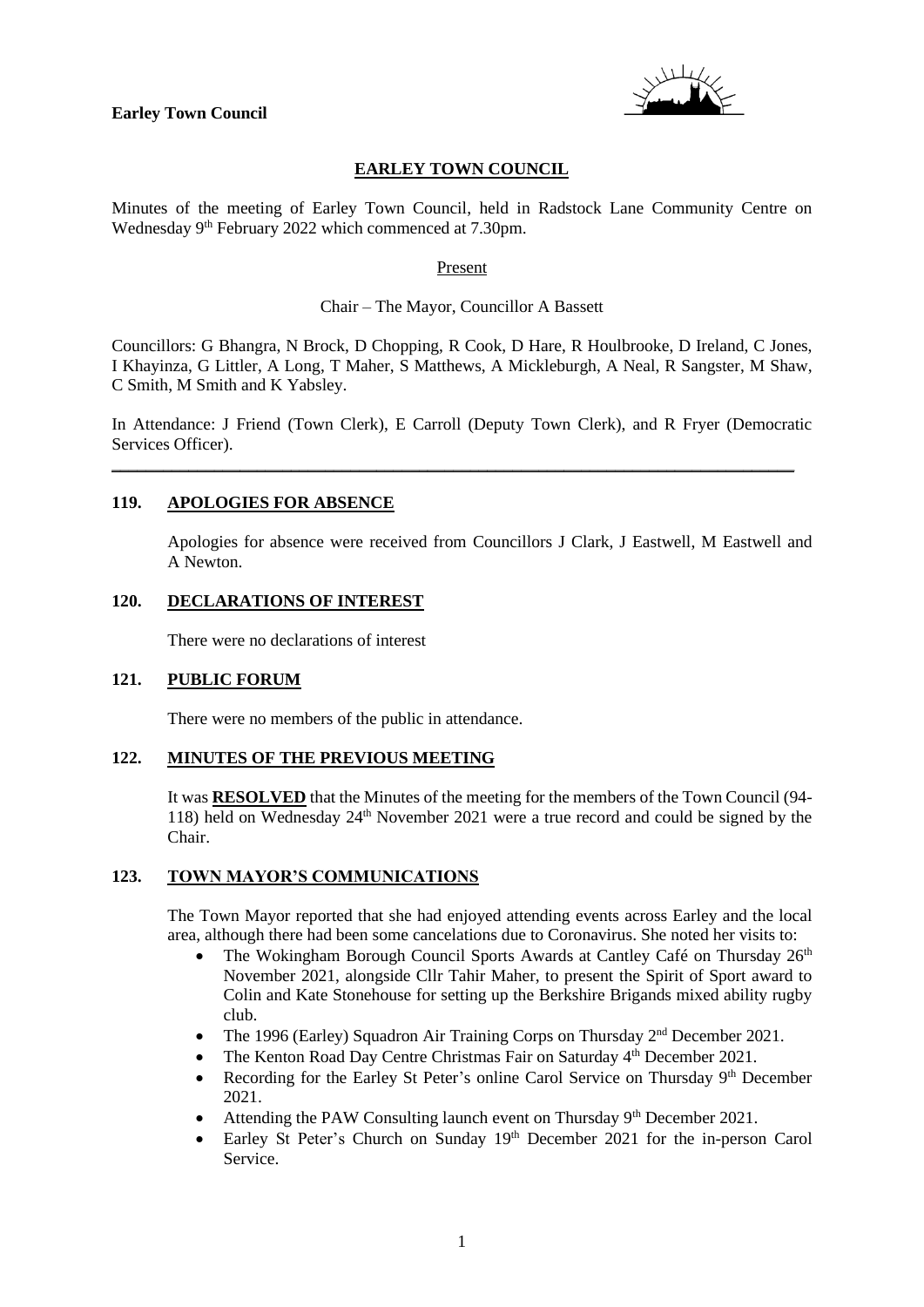**Earley Town Council**

# EARLEY TOWN COUNCIL

Minutes of the meeting of Earley Town Council, held in Radstock Lane Community Centre on Wednesday 9th February 2022 which commenced at 7.30pm.

Present

Chair – The Mayor, Councillor A Bassett

Councillors: G Bhangra, N Brock, D Chopping, R Cook, D Hare, R Houlbrooke, D Ireland, C Jones, I Khayinza, G Littler, A Long, T Maher, S Matthews, A Mickleburgh, A Neal, R Sangster, M Shaw, C Smith, M Smith and K Yabsley.

In Attendance: J Friend (Town Clerk), E Carroll (Deputy Town Clerk), and R Fryer (Democratic Services Officer).

---

## 119. APOLOGIES FOR ABSENCE

Apologies for absence were received from Councillors J Clark, J Eastwell, M Eastwell and A Newton.

## 120. DECLARATIONS OF INTEREST

There were no declarations of interest

## 121. PUBLIC FORUM

There were no members of the public in attendance.

## 122. MINUTES OF THE PREVIOUS MEETING

It was **RESOLVED** that the Minutes of the meeting for the members of the Town Council (94-118) held on Wednesday 24th November 2021 were a true record and could be signed by the Chair.

## 123. TOWN MAYOR'S COMMUNICATIONS

The Town Mayor reported that she had enjoyed attending events across Earley and the local area, although there had been some cancelations due to Coronavirus. She noted her visits to:

- The Wokingham Borough Council Sports Awards at Cantley Café on Thursday 26th November 2021, alongside Cllr Tahir Maher, to present the Spirit of Sport award to Colin and Kate Stonehouse for setting up the Berkshire Brigands mixed ability rugby club.
- The 1996 (Earley) Squadron Air Training Corps on Thursday 2nd December 2021.
- The Kenton Road Day Centre Christmas Fair on Saturday 4th December 2021.
- Recording for the Earley St Peter's online Carol Service on Thursday 9th December 2021.
- Attending the PAW Consulting launch event on Thursday 9th December 2021.
- Earley St Peter's Church on Sunday 19th December 2021 for the in-person Carol Service.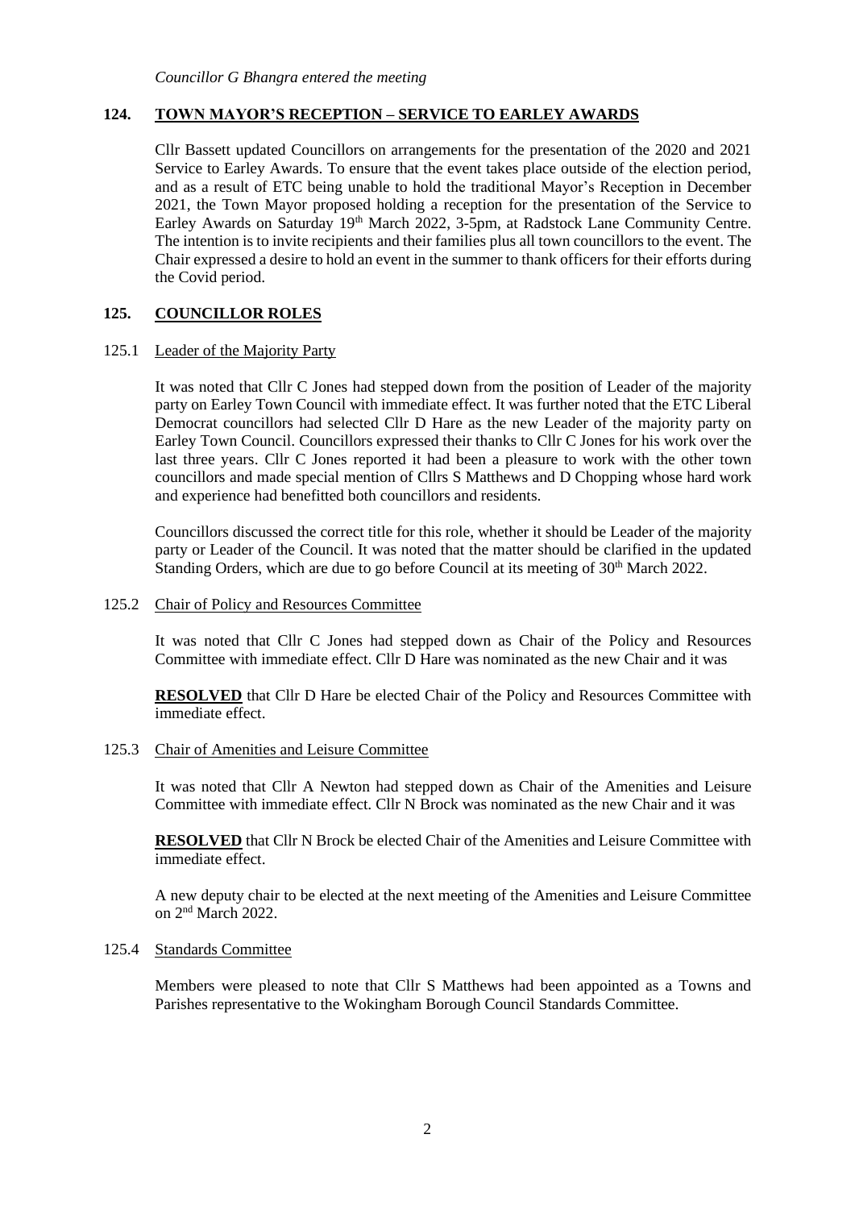*Councillor G Bhangra entered the meeting*

## 124. TOWN MAYOR'S RECEPTION – SERVICE TO EARLEY AWARDS

Cllr Bassett updated Councillors on arrangements for the presentation of the 2020 and 2021 Service to Earley Awards. To ensure that the event takes place outside of the election period, and as a result of ETC being unable to hold the traditional Mayor's Reception in December 2021, the Town Mayor proposed holding a reception for the presentation of the Service to Earley Awards on Saturday 19th March 2022, 3-5pm, at Radstock Lane Community Centre. The intention is to invite recipients and their families plus all town councillors to the event. The Chair expressed a desire to hold an event in the summer to thank officers for their efforts during the Covid period.

## 125. COUNCILLOR ROLES

### 125.1 Leader of the Majority Party

It was noted that Cllr C Jones had stepped down from the position of Leader of the majority party on Earley Town Council with immediate effect. It was further noted that the ETC Liberal Democrat councillors had selected Cllr D Hare as the new Leader of the majority party on Earley Town Council. Councillors expressed their thanks to Cllr C Jones for his work over the last three years. Cllr C Jones reported it had been a pleasure to work with the other town councillors and made special mention of Cllrs S Matthews and D Chopping whose hard work and experience had benefitted both councillors and residents.

Councillors discussed the correct title for this role, whether it should be Leader of the majority party or Leader of the Council. It was noted that the matter should be clarified in the updated Standing Orders, which are due to go before Council at its meeting of 30th March 2022.

### 125.2 Chair of Policy and Resources Committee

It was noted that Cllr C Jones had stepped down as Chair of the Policy and Resources Committee with immediate effect. Cllr D Hare was nominated as the new Chair and it was

**RESOLVED** that Cllr D Hare be elected Chair of the Policy and Resources Committee with immediate effect.

### 125.3 Chair of Amenities and Leisure Committee

It was noted that Cllr A Newton had stepped down as Chair of the Amenities and Leisure Committee with immediate effect. Cllr N Brock was nominated as the new Chair and it was

**RESOLVED** that Cllr N Brock be elected Chair of the Amenities and Leisure Committee with immediate effect.

A new deputy chair to be elected at the next meeting of the Amenities and Leisure Committee on 2nd March 2022.

### 125.4 Standards Committee

Members were pleased to note that Cllr S Matthews had been appointed as a Towns and Parishes representative to the Wokingham Borough Council Standards Committee.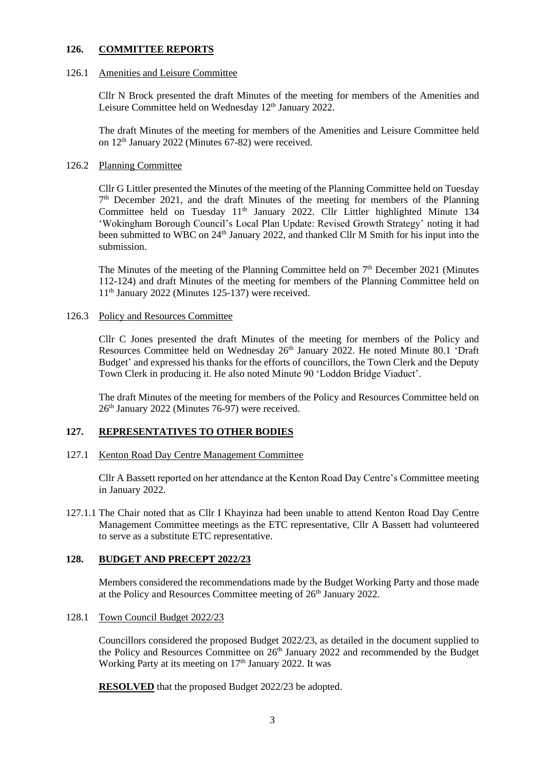## 126. COMMITTEE REPORTS

### 126.1 Amenities and Leisure Committee

Cllr N Brock presented the draft Minutes of the meeting for members of the Amenities and Leisure Committee held on Wednesday 12th January 2022.

The draft Minutes of the meeting for members of the Amenities and Leisure Committee held on 12th January 2022 (Minutes 67-82) were received.

### 126.2 Planning Committee

Cllr G Littler presented the Minutes of the meeting of the Planning Committee held on Tuesday 7th December 2021, and the draft Minutes of the meeting for members of the Planning Committee held on Tuesday 11th January 2022. Cllr Littler highlighted Minute 134 'Wokingham Borough Council's Local Plan Update: Revised Growth Strategy' noting it had been submitted to WBC on 24th January 2022, and thanked Cllr M Smith for his input into the submission.

The Minutes of the meeting of the Planning Committee held on 7th December 2021 (Minutes 112-124) and draft Minutes of the meeting for members of the Planning Committee held on 11th January 2022 (Minutes 125-137) were received.

### 126.3 Policy and Resources Committee

Cllr C Jones presented the draft Minutes of the meeting for members of the Policy and Resources Committee held on Wednesday 26th January 2022. He noted Minute 80.1 'Draft Budget' and expressed his thanks for the efforts of councillors, the Town Clerk and the Deputy Town Clerk in producing it. He also noted Minute 90 'Loddon Bridge Viaduct'.

The draft Minutes of the meeting for members of the Policy and Resources Committee held on 26th January 2022 (Minutes 76-97) were received.

## 127. REPRESENTATIVES TO OTHER BODIES

### 127.1 Kenton Road Day Centre Management Committee

Cllr A Bassett reported on her attendance at the Kenton Road Day Centre's Committee meeting in January 2022.

127.1.1 The Chair noted that as Cllr I Khayinza had been unable to attend Kenton Road Day Centre Management Committee meetings as the ETC representative, Cllr A Bassett had volunteered to serve as a substitute ETC representative.

## 128. BUDGET AND PRECEPT 2022/23

Members considered the recommendations made by the Budget Working Party and those made at the Policy and Resources Committee meeting of 26th January 2022.

### 128.1 Town Council Budget 2022/23

Councillors considered the proposed Budget 2022/23, as detailed in the document supplied to the Policy and Resources Committee on 26th January 2022 and recommended by the Budget Working Party at its meeting on 17th January 2022. It was

**RESOLVED** that the proposed Budget 2022/23 be adopted.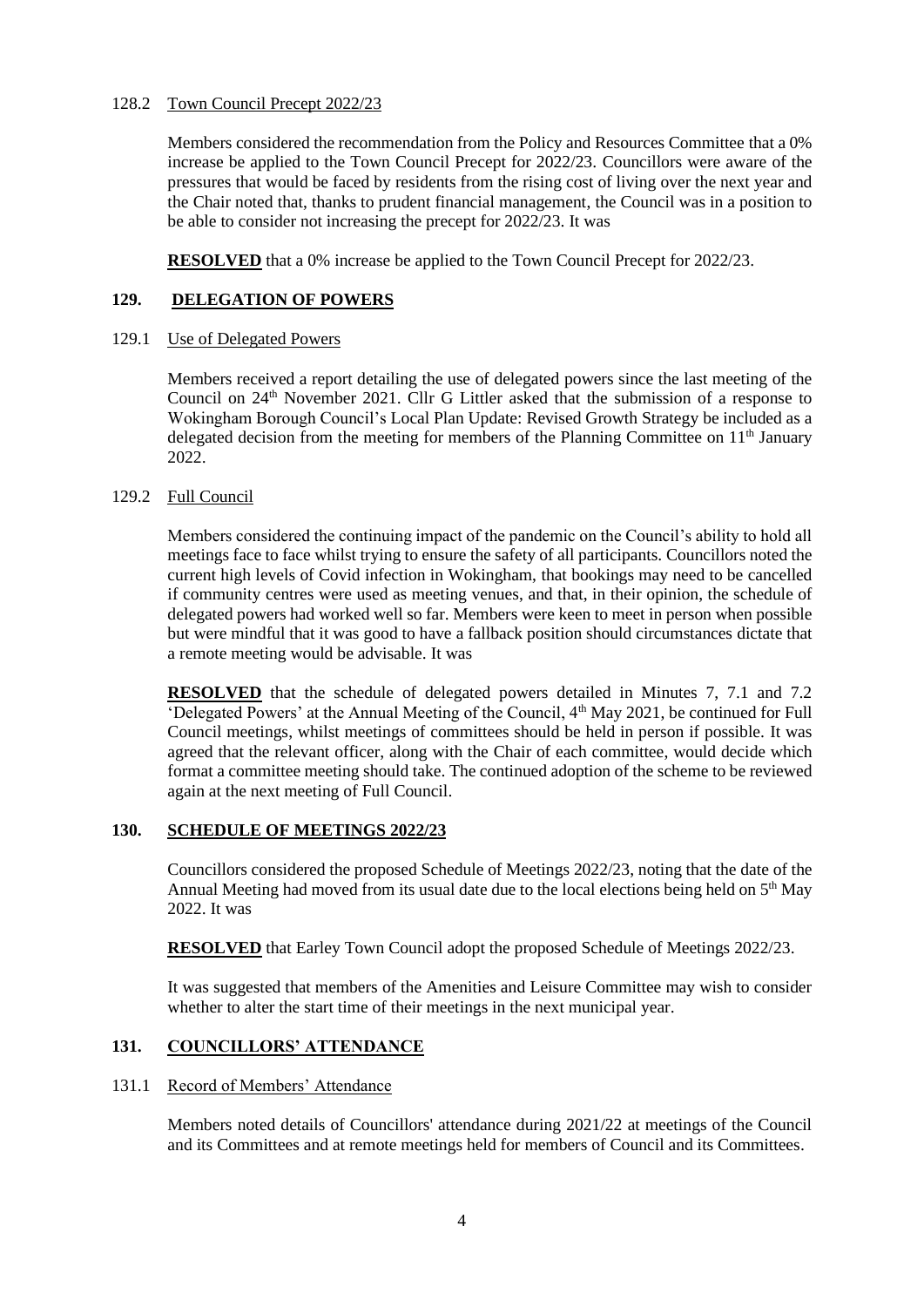128.2 Town Council Precept 2022/23

Members considered the recommendation from the Policy and Resources Committee that a 0% increase be applied to the Town Council Precept for 2022/23. Councillors were aware of the pressures that would be faced by residents from the rising cost of living over the next year and the Chair noted that, thanks to prudent financial management, the Council was in a position to be able to consider not increasing the precept for 2022/23. It was

**RESOLVED** that a 0% increase be applied to the Town Council Precept for 2022/23.

## 129. DELEGATION OF POWERS

129.1 Use of Delegated Powers

Members received a report detailing the use of delegated powers since the last meeting of the Council on 24th November 2021. Cllr G Littler asked that the submission of a response to Wokingham Borough Council's Local Plan Update: Revised Growth Strategy be included as a delegated decision from the meeting for members of the Planning Committee on 11th January 2022.

129.2 Full Council

Members considered the continuing impact of the pandemic on the Council's ability to hold all meetings face to face whilst trying to ensure the safety of all participants. Councillors noted the current high levels of Covid infection in Wokingham, that bookings may need to be cancelled if community centres were used as meeting venues, and that, in their opinion, the schedule of delegated powers had worked well so far. Members were keen to meet in person when possible but were mindful that it was good to have a fallback position should circumstances dictate that a remote meeting would be advisable. It was

**RESOLVED** that the schedule of delegated powers detailed in Minutes 7, 7.1 and 7.2 'Delegated Powers' at the Annual Meeting of the Council, 4th May 2021, be continued for Full Council meetings, whilst meetings of committees should be held in person if possible. It was agreed that the relevant officer, along with the Chair of each committee, would decide which format a committee meeting should take. The continued adoption of the scheme to be reviewed again at the next meeting of Full Council.

## 130. SCHEDULE OF MEETINGS 2022/23

Councillors considered the proposed Schedule of Meetings 2022/23, noting that the date of the Annual Meeting had moved from its usual date due to the local elections being held on 5th May 2022. It was

**RESOLVED** that Earley Town Council adopt the proposed Schedule of Meetings 2022/23.

It was suggested that members of the Amenities and Leisure Committee may wish to consider whether to alter the start time of their meetings in the next municipal year.

## 131. COUNCILLORS' ATTENDANCE

131.1 Record of Members' Attendance

Members noted details of Councillors' attendance during 2021/22 at meetings of the Council and its Committees and at remote meetings held for members of Council and its Committees.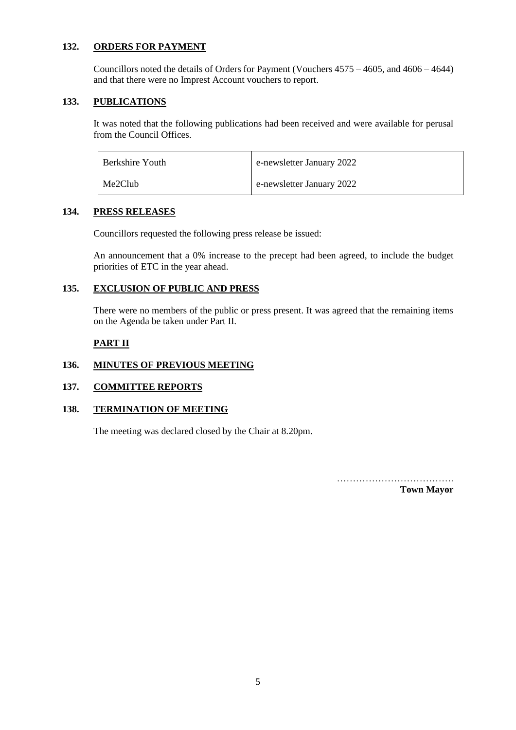**132. ORDERS FOR PAYMENT**

Councillors noted the details of Orders for Payment (Vouchers 4575 – 4605, and 4606 – 4644) and that there were no Imprest Account vouchers to report.

**133. PUBLICATIONS**

It was noted that the following publications had been received and were available for perusal from the Council Offices.

| | |
|---|---|
| Berkshire Youth | e-newsletter January 2022 |
| Me2Club | e-newsletter January 2022 |

**134. PRESS RELEASES**

Councillors requested the following press release be issued:

An announcement that a 0% increase to the precept had been agreed, to include the budget priorities of ETC in the year ahead.

**135. EXCLUSION OF PUBLIC AND PRESS**

There were no members of the public or press present. It was agreed that the remaining items on the Agenda be taken under Part II.

**PART II**

**136. MINUTES OF PREVIOUS MEETING**

**137. COMMITTEE REPORTS**

**138. TERMINATION OF MEETING**

The meeting was declared closed by the Chair at 8.20pm.

……………………………….
**Town Mayor**